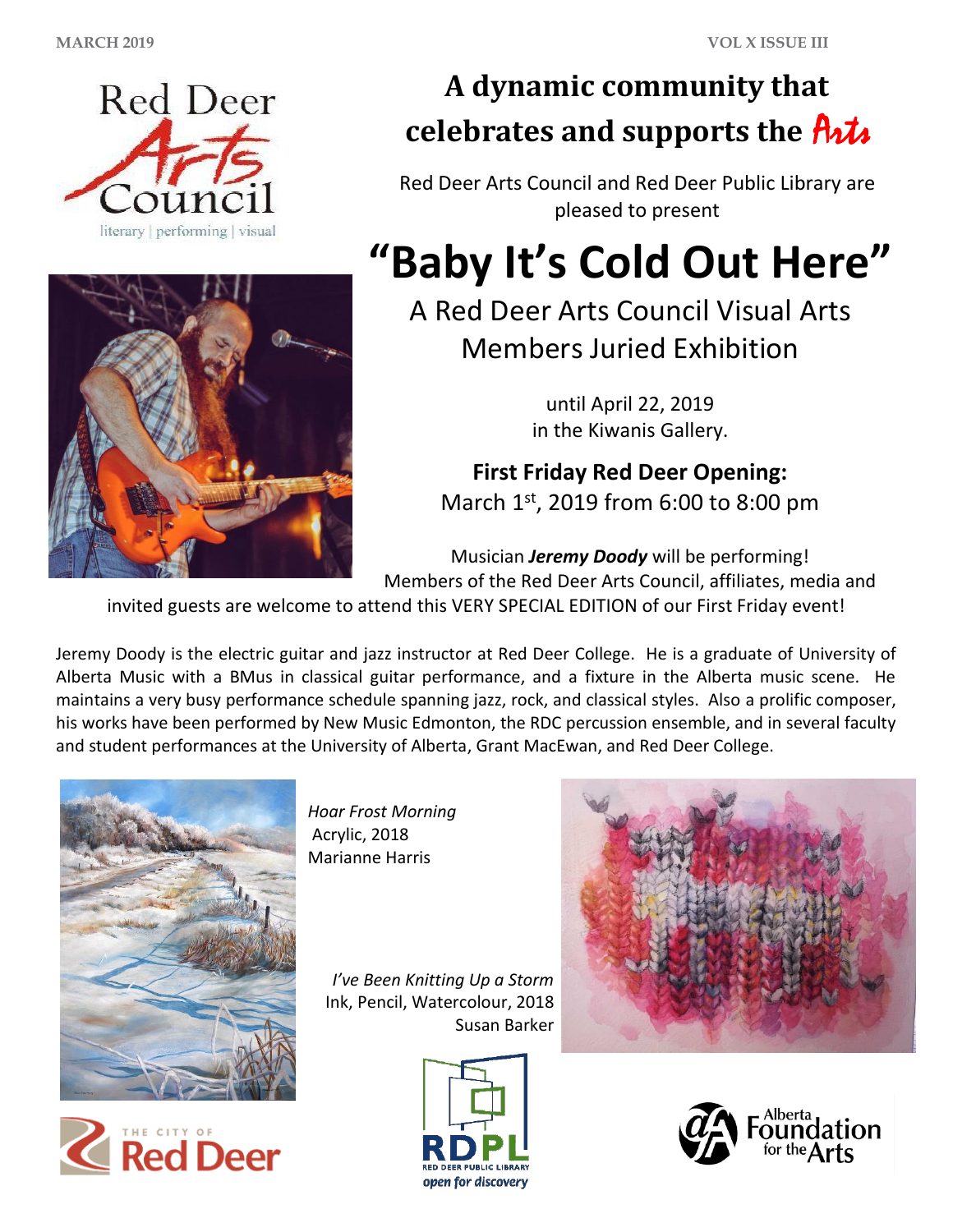MARCH 2019 VOL X ISSUE III

Red Deer Arts Council

literary | performing | visual

# A dynamic community that celebrates and supports the Arts

Red Deer Arts Council and Red Deer Public Library are pleased to present

# "Baby It's Cold Out Here"

## A Red Deer Arts Council Visual Arts Members Juried Exhibition

until April 22, 2019
in the Kiwanis Gallery.

**First Friday Red Deer Opening:**
March 1st, 2019 from 6:00 to 8:00 pm

Musician ***Jeremy Doody*** will be performing!
Members of the Red Deer Arts Council, affiliates, media and invited guests are welcome to attend this VERY SPECIAL EDITION of our First Friday event!

Jeremy Doody is the electric guitar and jazz instructor at Red Deer College. He is a graduate of University of Alberta Music with a BMus in classical guitar performance, and a fixture in the Alberta music scene. He maintains a very busy performance schedule spanning jazz, rock, and classical styles. Also a prolific composer, his works have been performed by New Music Edmonton, the RDC percussion ensemble, and in several faculty and student performances at the University of Alberta, Grant MacEwan, and Red Deer College.

*Hoar Frost Morning*
Acrylic, 2018
Marianne Harris

*I've Been Knitting Up a Storm*
Ink, Pencil, Watercolour, 2018
Susan Barker

THE CITY OF Red Deer

RDPL RED DEER PUBLIC LIBRARY open for discovery

Alberta Foundation for the Arts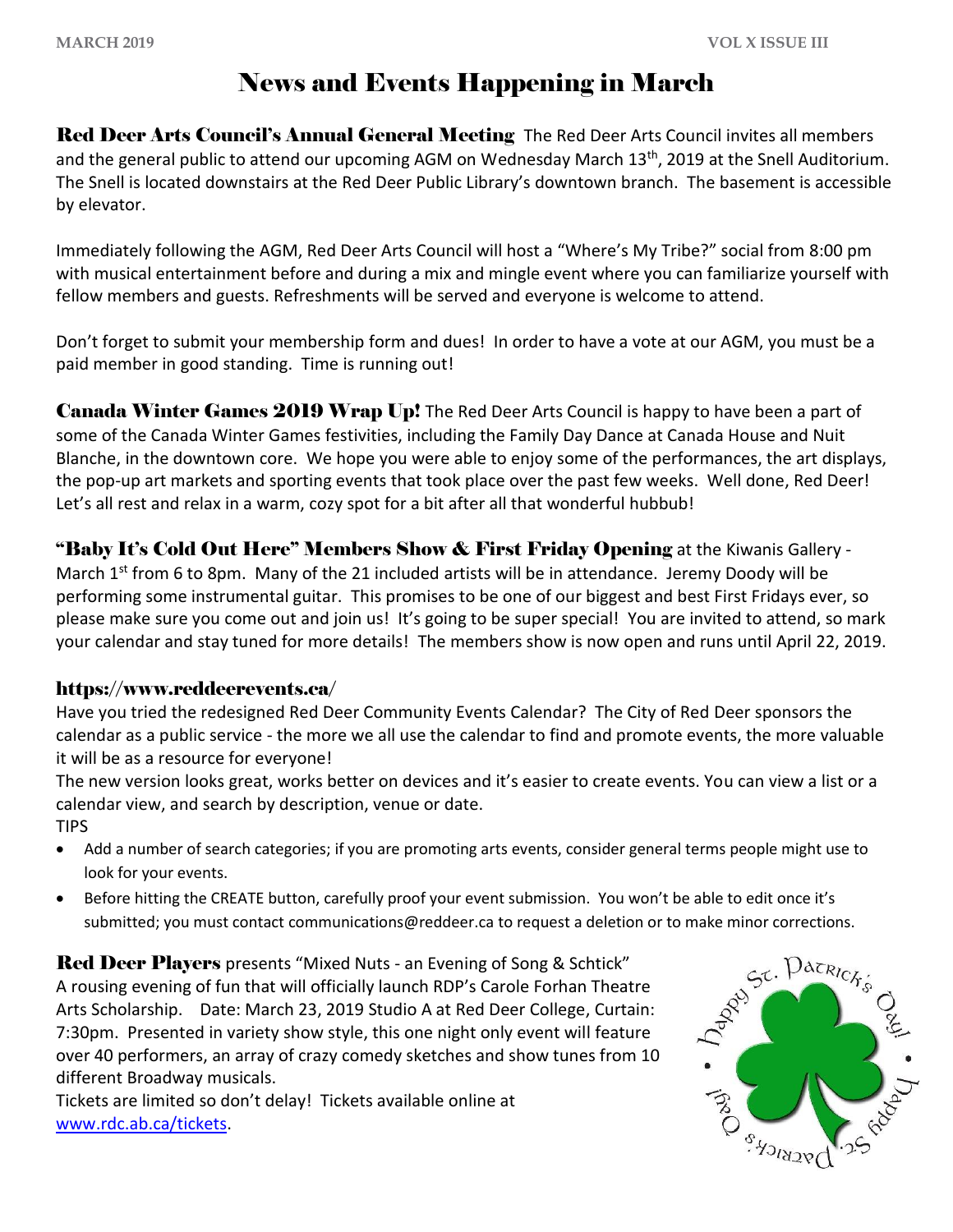# News and Events Happening in March

**Red Deer Arts Council's Annual General Meeting** The Red Deer Arts Council invites all members and the general public to attend our upcoming AGM on Wednesday March 13th, 2019 at the Snell Auditorium. The Snell is located downstairs at the Red Deer Public Library's downtown branch. The basement is accessible by elevator.

Immediately following the AGM, Red Deer Arts Council will host a "Where's My Tribe?" social from 8:00 pm with musical entertainment before and during a mix and mingle event where you can familiarize yourself with fellow members and guests. Refreshments will be served and everyone is welcome to attend.

Don't forget to submit your membership form and dues! In order to have a vote at our AGM, you must be a paid member in good standing. Time is running out!

**Canada Winter Games 2019 Wrap Up!** The Red Deer Arts Council is happy to have been a part of some of the Canada Winter Games festivities, including the Family Day Dance at Canada House and Nuit Blanche, in the downtown core. We hope you were able to enjoy some of the performances, the art displays, the pop-up art markets and sporting events that took place over the past few weeks. Well done, Red Deer! Let's all rest and relax in a warm, cozy spot for a bit after all that wonderful hubbub!

**"Baby It's Cold Out Here" Members Show & First Friday Opening** at the Kiwanis Gallery - March 1st from 6 to 8pm. Many of the 21 included artists will be in attendance. Jeremy Doody will be performing some instrumental guitar. This promises to be one of our biggest and best First Fridays ever, so please make sure you come out and join us! It's going to be super special! You are invited to attend, so mark your calendar and stay tuned for more details! The members show is now open and runs until April 22, 2019.

### https://www.reddeerevents.ca/

Have you tried the redesigned Red Deer Community Events Calendar? The City of Red Deer sponsors the calendar as a public service - the more we all use the calendar to find and promote events, the more valuable it will be as a resource for everyone!

The new version looks great, works better on devices and it's easier to create events. You can view a list or a calendar view, and search by description, venue or date.

TIPS

- Add a number of search categories; if you are promoting arts events, consider general terms people might use to look for your events.
- Before hitting the CREATE button, carefully proof your event submission. You won't be able to edit once it's submitted; you must contact communications@reddeer.ca to request a deletion or to make minor corrections.

**Red Deer Players** presents "Mixed Nuts - an Evening of Song & Schtick"
A rousing evening of fun that will officially launch RDP's Carole Forhan Theatre Arts Scholarship. Date: March 23, 2019 Studio A at Red Deer College, Curtain: 7:30pm. Presented in variety show style, this one night only event will feature over 40 performers, an array of crazy comedy sketches and show tunes from 10 different Broadway musicals.
Tickets are limited so don't delay! Tickets available online at [www.rdc.ab.ca/tickets](www.rdc.ab.ca/tickets).

Happy St. Patrick's Day! • Happy St. Patrick's Day! •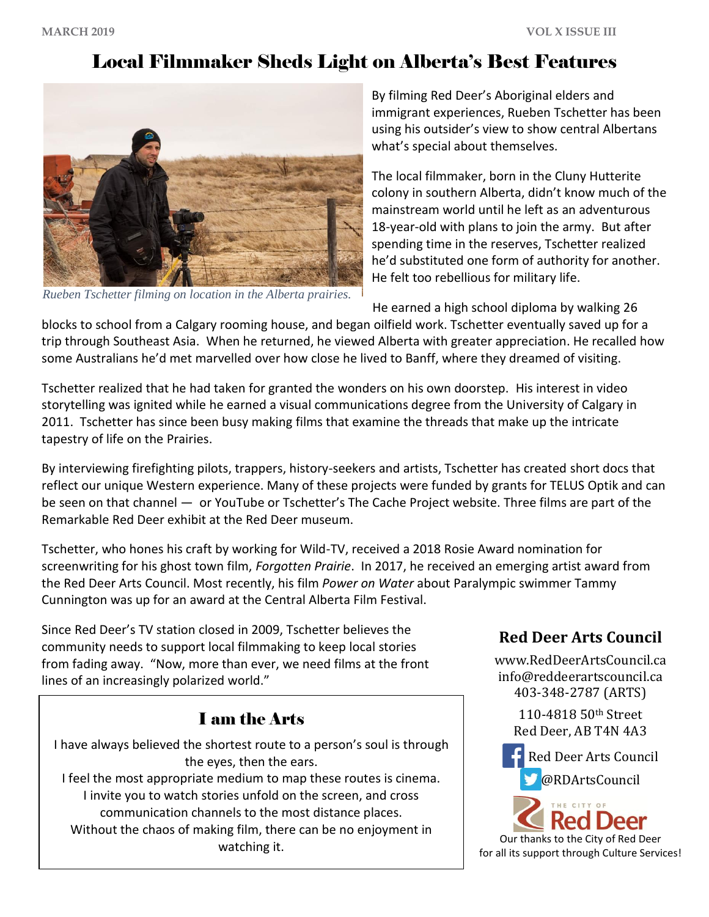# Local Filmmaker Sheds Light on Alberta's Best Features

*Rueben Tschetter filming on location in the Alberta prairies.*

By filming Red Deer's Aboriginal elders and immigrant experiences, Rueben Tschetter has been using his outsider's view to show central Albertans what's special about themselves.

The local filmmaker, born in the Cluny Hutterite colony in southern Alberta, didn't know much of the mainstream world until he left as an adventurous 18-year-old with plans to join the army. But after spending time in the reserves, Tschetter realized he'd substituted one form of authority for another. He felt too rebellious for military life.

He earned a high school diploma by walking 26 blocks to school from a Calgary rooming house, and began oilfield work. Tschetter eventually saved up for a trip through Southeast Asia. When he returned, he viewed Alberta with greater appreciation. He recalled how some Australians he'd met marvelled over how close he lived to Banff, where they dreamed of visiting.

Tschetter realized that he had taken for granted the wonders on his own doorstep. His interest in video storytelling was ignited while he earned a visual communications degree from the University of Calgary in 2011. Tschetter has since been busy making films that examine the threads that make up the intricate tapestry of life on the Prairies.

By interviewing firefighting pilots, trappers, history-seekers and artists, Tschetter has created short docs that reflect our unique Western experience. Many of these projects were funded by grants for TELUS Optik and can be seen on that channel — or YouTube or Tschetter's The Cache Project website. Three films are part of the Remarkable Red Deer exhibit at the Red Deer museum.

Tschetter, who hones his craft by working for Wild-TV, received a 2018 Rosie Award nomination for screenwriting for his ghost town film, *Forgotten Prairie*. In 2017, he received an emerging artist award from the Red Deer Arts Council. Most recently, his film *Power on Water* about Paralympic swimmer Tammy Cunnington was up for an award at the Central Alberta Film Festival.

Since Red Deer's TV station closed in 2009, Tschetter believes the community needs to support local filmmaking to keep local stories from fading away. "Now, more than ever, we need films at the front lines of an increasingly polarized world."

## I am the Arts

I have always believed the shortest route to a person's soul is through the eyes, then the ears.
I feel the most appropriate medium to map these routes is cinema.
I invite you to watch stories unfold on the screen, and cross communication channels to the most distance places.
Without the chaos of making film, there can be no enjoyment in watching it.

## Red Deer Arts Council

www.RedDeerArtsCouncil.ca
info@reddeerartscouncil.ca
403-348-2787 (ARTS)

110-4818 50th Street
Red Deer, AB T4N 4A3

Red Deer Arts Council
@RDArtsCouncil

The City of Red Deer

Our thanks to the City of Red Deer for all its support through Culture Services!